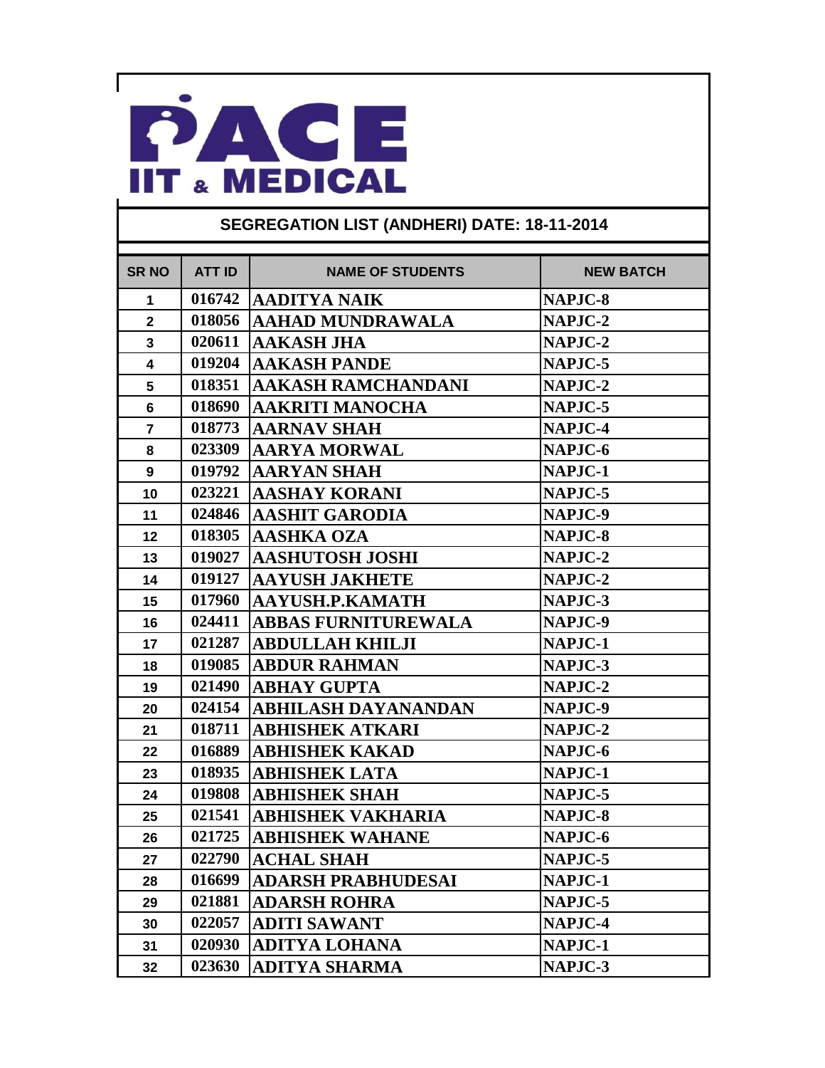# PACE IIT & MEDICAL

## SEGREGATION LIST (ANDHERI) DATE: 18-11-2014

| SR NO | ATT ID | NAME OF STUDENTS | NEW BATCH |
|---|---|---|---|
| 1 | 016742 | AADITYA NAIK | NAPJC-8 |
| 2 | 018056 | AAHAD MUNDRAWALA | NAPJC-2 |
| 3 | 020611 | AAKASH JHA | NAPJC-2 |
| 4 | 019204 | AAKASH PANDE | NAPJC-5 |
| 5 | 018351 | AAKASH RAMCHANDANI | NAPJC-2 |
| 6 | 018690 | AAKRITI MANOCHA | NAPJC-5 |
| 7 | 018773 | AARNAV SHAH | NAPJC-4 |
| 8 | 023309 | AARYA MORWAL | NAPJC-6 |
| 9 | 019792 | AARYAN SHAH | NAPJC-1 |
| 10 | 023221 | AASHAY KORANI | NAPJC-5 |
| 11 | 024846 | AASHIT GARODIA | NAPJC-9 |
| 12 | 018305 | AASHKA OZA | NAPJC-8 |
| 13 | 019027 | AASHUTOSH JOSHI | NAPJC-2 |
| 14 | 019127 | AAYUSH JAKHETE | NAPJC-2 |
| 15 | 017960 | AAYUSH.P.KAMATH | NAPJC-3 |
| 16 | 024411 | ABBAS FURNITUREWALA | NAPJC-9 |
| 17 | 021287 | ABDULLAH KHILJI | NAPJC-1 |
| 18 | 019085 | ABDUR RAHMAN | NAPJC-3 |
| 19 | 021490 | ABHAY GUPTA | NAPJC-2 |
| 20 | 024154 | ABHILASH DAYANANDAN | NAPJC-9 |
| 21 | 018711 | ABHISHEK ATKARI | NAPJC-2 |
| 22 | 016889 | ABHISHEK KAKAD | NAPJC-6 |
| 23 | 018935 | ABHISHEK LATA | NAPJC-1 |
| 24 | 019808 | ABHISHEK SHAH | NAPJC-5 |
| 25 | 021541 | ABHISHEK VAKHARIA | NAPJC-8 |
| 26 | 021725 | ABHISHEK WAHANE | NAPJC-6 |
| 27 | 022790 | ACHAL SHAH | NAPJC-5 |
| 28 | 016699 | ADARSH PRABHUDESAI | NAPJC-1 |
| 29 | 021881 | ADARSH ROHRA | NAPJC-5 |
| 30 | 022057 | ADITI SAWANT | NAPJC-4 |
| 31 | 020930 | ADITYA LOHANA | NAPJC-1 |
| 32 | 023630 | ADITYA SHARMA | NAPJC-3 |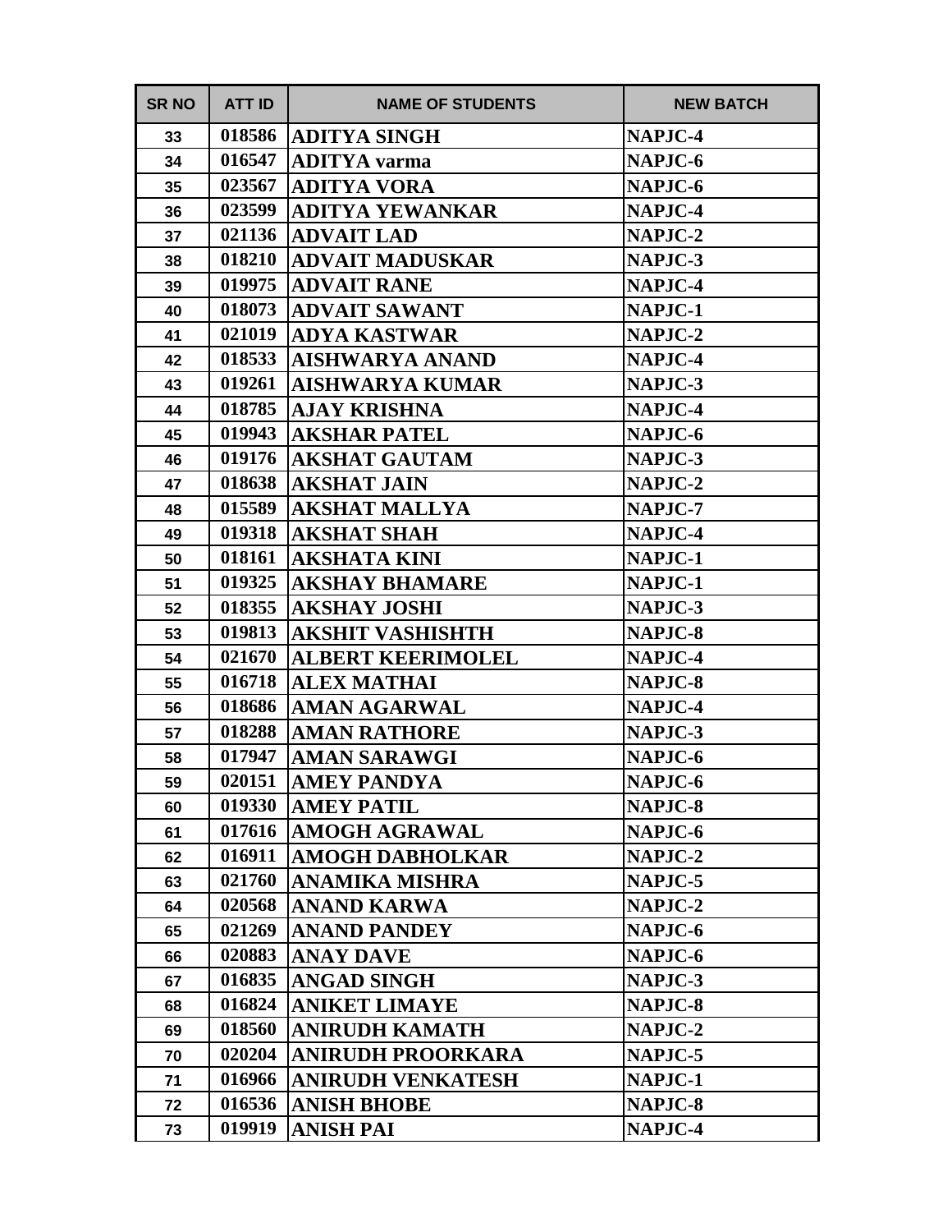| SR NO | ATT ID | NAME OF STUDENTS | NEW BATCH |
|---|---|---|---|
| 33 | 018586 | ADITYA SINGH | NAPJC-4 |
| 34 | 016547 | ADITYA varma | NAPJC-6 |
| 35 | 023567 | ADITYA VORA | NAPJC-6 |
| 36 | 023599 | ADITYA YEWANKAR | NAPJC-4 |
| 37 | 021136 | ADVAIT LAD | NAPJC-2 |
| 38 | 018210 | ADVAIT MADUSKAR | NAPJC-3 |
| 39 | 019975 | ADVAIT RANE | NAPJC-4 |
| 40 | 018073 | ADVAIT SAWANT | NAPJC-1 |
| 41 | 021019 | ADYA KASTWAR | NAPJC-2 |
| 42 | 018533 | AISHWARYA ANAND | NAPJC-4 |
| 43 | 019261 | AISHWARYA KUMAR | NAPJC-3 |
| 44 | 018785 | AJAY KRISHNA | NAPJC-4 |
| 45 | 019943 | AKSHAR PATEL | NAPJC-6 |
| 46 | 019176 | AKSHAT GAUTAM | NAPJC-3 |
| 47 | 018638 | AKSHAT JAIN | NAPJC-2 |
| 48 | 015589 | AKSHAT MALLYA | NAPJC-7 |
| 49 | 019318 | AKSHAT SHAH | NAPJC-4 |
| 50 | 018161 | AKSHATA KINI | NAPJC-1 |
| 51 | 019325 | AKSHAY BHAMARE | NAPJC-1 |
| 52 | 018355 | AKSHAY JOSHI | NAPJC-3 |
| 53 | 019813 | AKSHIT VASHISHTH | NAPJC-8 |
| 54 | 021670 | ALBERT KEERIMOLEL | NAPJC-4 |
| 55 | 016718 | ALEX MATHAI | NAPJC-8 |
| 56 | 018686 | AMAN AGARWAL | NAPJC-4 |
| 57 | 018288 | AMAN RATHORE | NAPJC-3 |
| 58 | 017947 | AMAN SARAWGI | NAPJC-6 |
| 59 | 020151 | AMEY PANDYA | NAPJC-6 |
| 60 | 019330 | AMEY PATIL | NAPJC-8 |
| 61 | 017616 | AMOGH AGRAWAL | NAPJC-6 |
| 62 | 016911 | AMOGH DABHOLKAR | NAPJC-2 |
| 63 | 021760 | ANAMIKA MISHRA | NAPJC-5 |
| 64 | 020568 | ANAND KARWA | NAPJC-2 |
| 65 | 021269 | ANAND PANDEY | NAPJC-6 |
| 66 | 020883 | ANAY DAVE | NAPJC-6 |
| 67 | 016835 | ANGAD SINGH | NAPJC-3 |
| 68 | 016824 | ANIKET LIMAYE | NAPJC-8 |
| 69 | 018560 | ANIRUDH KAMATH | NAPJC-2 |
| 70 | 020204 | ANIRUDH PROORKARA | NAPJC-5 |
| 71 | 016966 | ANIRUDH VENKATESH | NAPJC-1 |
| 72 | 016536 | ANISH BHOBE | NAPJC-8 |
| 73 | 019919 | ANISH PAI | NAPJC-4 |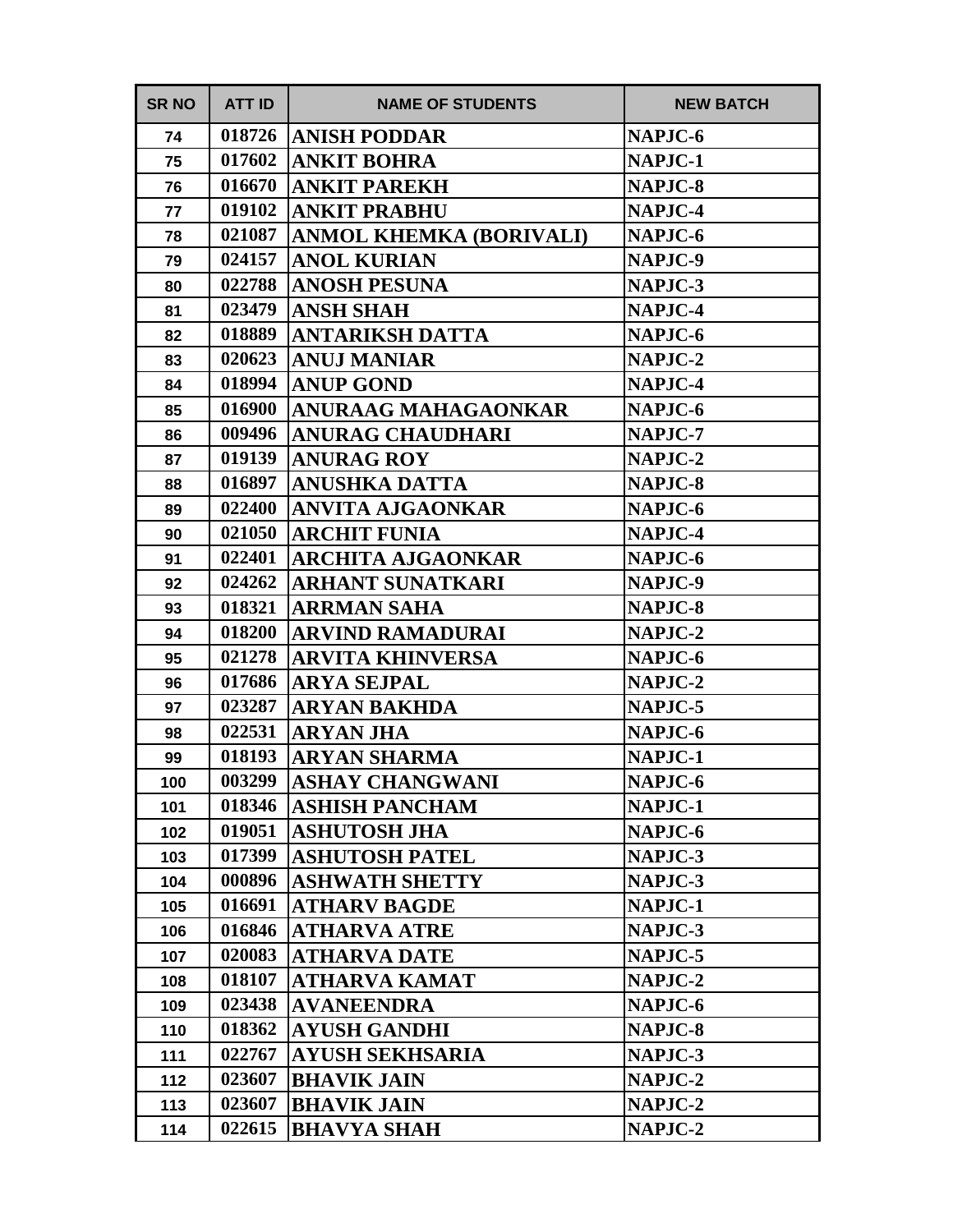| SR NO | ATT ID | NAME OF STUDENTS | NEW BATCH |
|---|---|---|---|
| 74 | 018726 | ANISH PODDAR | NAPJC-6 |
| 75 | 017602 | ANKIT BOHRA | NAPJC-1 |
| 76 | 016670 | ANKIT PAREKH | NAPJC-8 |
| 77 | 019102 | ANKIT PRABHU | NAPJC-4 |
| 78 | 021087 | ANMOL KHEMKA (BORIVALI) | NAPJC-6 |
| 79 | 024157 | ANOL KURIAN | NAPJC-9 |
| 80 | 022788 | ANOSH PESUNA | NAPJC-3 |
| 81 | 023479 | ANSH SHAH | NAPJC-4 |
| 82 | 018889 | ANTARIKSH DATTA | NAPJC-6 |
| 83 | 020623 | ANUJ MANIAR | NAPJC-2 |
| 84 | 018994 | ANUP GOND | NAPJC-4 |
| 85 | 016900 | ANURAAG MAHAGAONKAR | NAPJC-6 |
| 86 | 009496 | ANURAG CHAUDHARI | NAPJC-7 |
| 87 | 019139 | ANURAG ROY | NAPJC-2 |
| 88 | 016897 | ANUSHKA DATTA | NAPJC-8 |
| 89 | 022400 | ANVITA AJGAONKAR | NAPJC-6 |
| 90 | 021050 | ARCHIT FUNIA | NAPJC-4 |
| 91 | 022401 | ARCHITA AJGAONKAR | NAPJC-6 |
| 92 | 024262 | ARHANT SUNATKARI | NAPJC-9 |
| 93 | 018321 | ARRMAN SAHA | NAPJC-8 |
| 94 | 018200 | ARVIND RAMADURAI | NAPJC-2 |
| 95 | 021278 | ARVITA KHINVERSA | NAPJC-6 |
| 96 | 017686 | ARYA SEJPAL | NAPJC-2 |
| 97 | 023287 | ARYAN BAKHDA | NAPJC-5 |
| 98 | 022531 | ARYAN JHA | NAPJC-6 |
| 99 | 018193 | ARYAN SHARMA | NAPJC-1 |
| 100 | 003299 | ASHAY CHANGWANI | NAPJC-6 |
| 101 | 018346 | ASHISH PANCHAM | NAPJC-1 |
| 102 | 019051 | ASHUTOSH JHA | NAPJC-6 |
| 103 | 017399 | ASHUTOSH PATEL | NAPJC-3 |
| 104 | 000896 | ASHWATH SHETTY | NAPJC-3 |
| 105 | 016691 | ATHARV BAGDE | NAPJC-1 |
| 106 | 016846 | ATHARVA ATRE | NAPJC-3 |
| 107 | 020083 | ATHARVA DATE | NAPJC-5 |
| 108 | 018107 | ATHARVA KAMAT | NAPJC-2 |
| 109 | 023438 | AVANEENDRA | NAPJC-6 |
| 110 | 018362 | AYUSH GANDHI | NAPJC-8 |
| 111 | 022767 | AYUSH SEKHSARIA | NAPJC-3 |
| 112 | 023607 | BHAVIK JAIN | NAPJC-2 |
| 113 | 023607 | BHAVIK JAIN | NAPJC-2 |
| 114 | 022615 | BHAVYA SHAH | NAPJC-2 |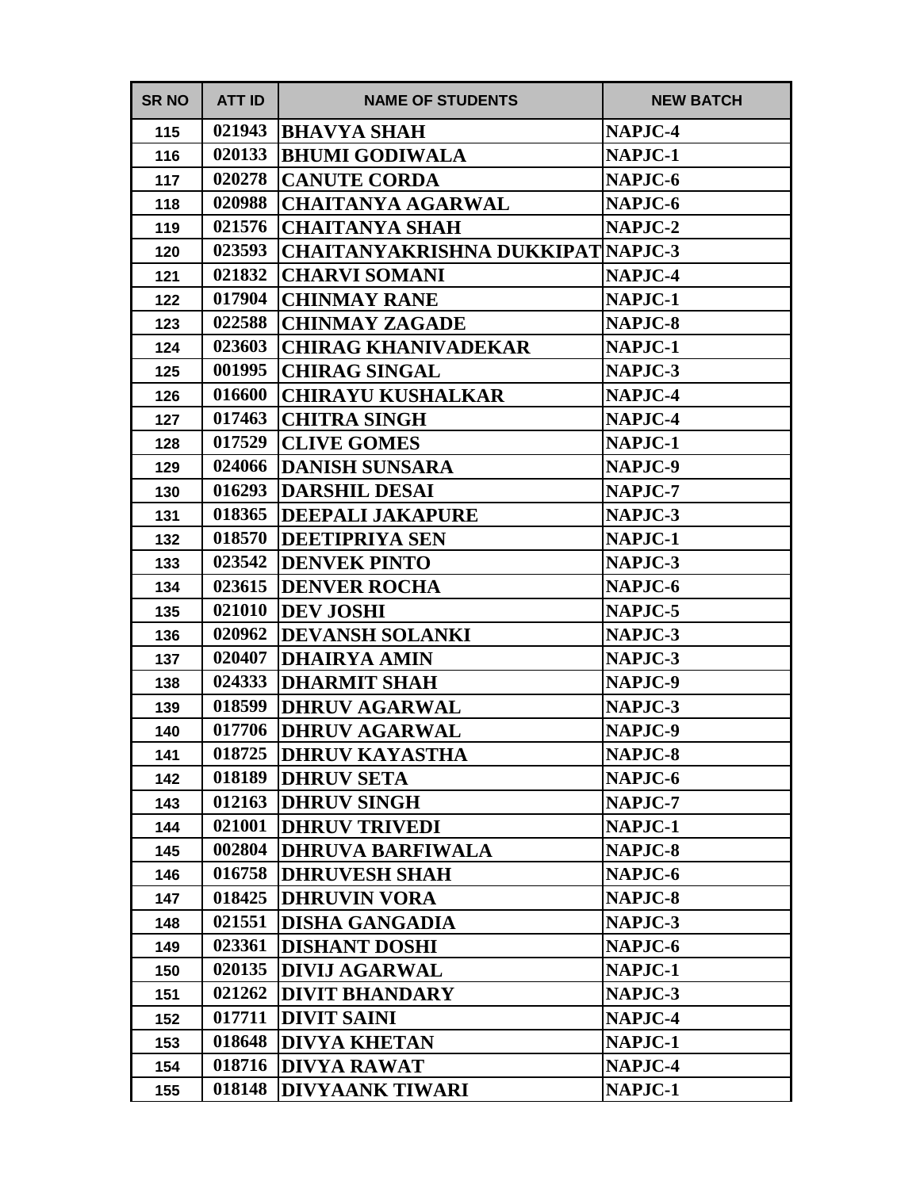| SR NO | ATT ID | NAME OF STUDENTS | NEW BATCH |
|---|---|---|---|
| 115 | 021943 | BHAVYA SHAH | NAPJC-4 |
| 116 | 020133 | BHUMI GODIWALA | NAPJC-1 |
| 117 | 020278 | CANUTE CORDA | NAPJC-6 |
| 118 | 020988 | CHAITANYA AGARWAL | NAPJC-6 |
| 119 | 021576 | CHAITANYA SHAH | NAPJC-2 |
| 120 | 023593 | CHAITANYAKRISHNA DUKKIPAT | NAPJC-3 |
| 121 | 021832 | CHARVI SOMANI | NAPJC-4 |
| 122 | 017904 | CHINMAY RANE | NAPJC-1 |
| 123 | 022588 | CHINMAY ZAGADE | NAPJC-8 |
| 124 | 023603 | CHIRAG KHANIVADEKAR | NAPJC-1 |
| 125 | 001995 | CHIRAG SINGAL | NAPJC-3 |
| 126 | 016600 | CHIRAYU KUSHALKAR | NAPJC-4 |
| 127 | 017463 | CHITRA SINGH | NAPJC-4 |
| 128 | 017529 | CLIVE GOMES | NAPJC-1 |
| 129 | 024066 | DANISH SUNSARA | NAPJC-9 |
| 130 | 016293 | DARSHIL DESAI | NAPJC-7 |
| 131 | 018365 | DEEPALI JAKAPURE | NAPJC-3 |
| 132 | 018570 | DEETIPRIYA SEN | NAPJC-1 |
| 133 | 023542 | DENVEK PINTO | NAPJC-3 |
| 134 | 023615 | DENVER ROCHA | NAPJC-6 |
| 135 | 021010 | DEV JOSHI | NAPJC-5 |
| 136 | 020962 | DEVANSH SOLANKI | NAPJC-3 |
| 137 | 020407 | DHAIRYA AMIN | NAPJC-3 |
| 138 | 024333 | DHARMIT SHAH | NAPJC-9 |
| 139 | 018599 | DHRUV AGARWAL | NAPJC-3 |
| 140 | 017706 | DHRUV AGARWAL | NAPJC-9 |
| 141 | 018725 | DHRUV KAYASTHA | NAPJC-8 |
| 142 | 018189 | DHRUV SETA | NAPJC-6 |
| 143 | 012163 | DHRUV SINGH | NAPJC-7 |
| 144 | 021001 | DHRUV TRIVEDI | NAPJC-1 |
| 145 | 002804 | DHRUVA BARFIWALA | NAPJC-8 |
| 146 | 016758 | DHRUVESH SHAH | NAPJC-6 |
| 147 | 018425 | DHRUVIN VORA | NAPJC-8 |
| 148 | 021551 | DISHA GANGADIA | NAPJC-3 |
| 149 | 023361 | DISHANT DOSHI | NAPJC-6 |
| 150 | 020135 | DIVIJ AGARWAL | NAPJC-1 |
| 151 | 021262 | DIVIT BHANDARY | NAPJC-3 |
| 152 | 017711 | DIVIT SAINI | NAPJC-4 |
| 153 | 018648 | DIVYA KHETAN | NAPJC-1 |
| 154 | 018716 | DIVYA RAWAT | NAPJC-4 |
| 155 | 018148 | DIVYAANK TIWARI | NAPJC-1 |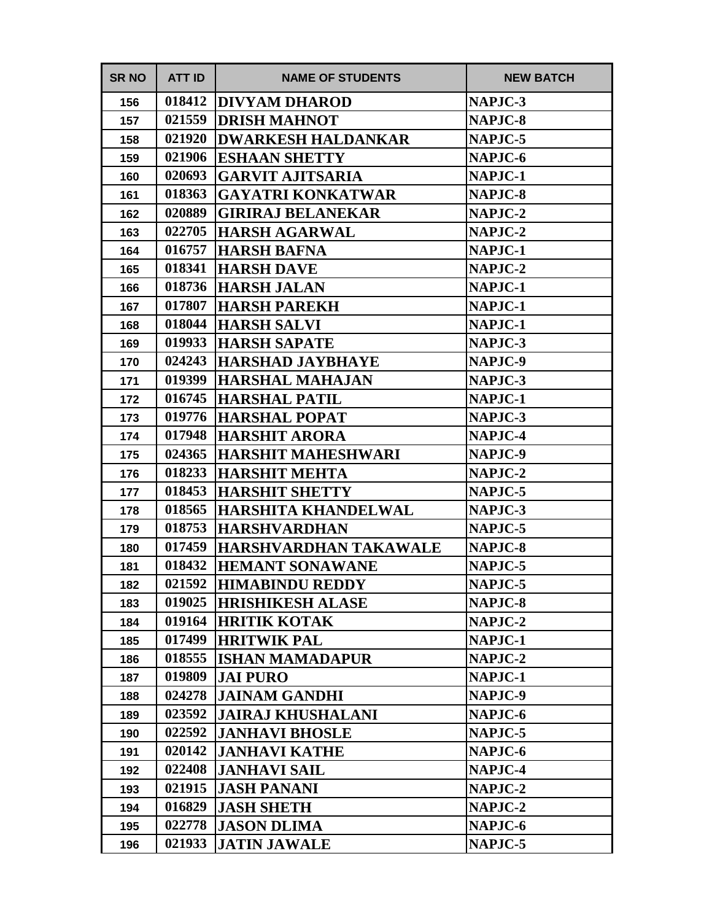| SR NO | ATT ID | NAME OF STUDENTS | NEW BATCH |
|---|---|---|---|
| 156 | 018412 | DIVYAM DHAROD | NAPJC-3 |
| 157 | 021559 | DRISH MAHNOT | NAPJC-8 |
| 158 | 021920 | DWARKESH HALDANKAR | NAPJC-5 |
| 159 | 021906 | ESHAAN SHETTY | NAPJC-6 |
| 160 | 020693 | GARVIT AJITSARIA | NAPJC-1 |
| 161 | 018363 | GAYATRI KONKATWAR | NAPJC-8 |
| 162 | 020889 | GIRIRAJ BELANEKAR | NAPJC-2 |
| 163 | 022705 | HARSH AGARWAL | NAPJC-2 |
| 164 | 016757 | HARSH BAFNA | NAPJC-1 |
| 165 | 018341 | HARSH DAVE | NAPJC-2 |
| 166 | 018736 | HARSH JALAN | NAPJC-1 |
| 167 | 017807 | HARSH PAREKH | NAPJC-1 |
| 168 | 018044 | HARSH SALVI | NAPJC-1 |
| 169 | 019933 | HARSH SAPATE | NAPJC-3 |
| 170 | 024243 | HARSHAD JAYBHAYE | NAPJC-9 |
| 171 | 019399 | HARSHAL MAHAJAN | NAPJC-3 |
| 172 | 016745 | HARSHAL PATIL | NAPJC-1 |
| 173 | 019776 | HARSHAL POPAT | NAPJC-3 |
| 174 | 017948 | HARSHIT ARORA | NAPJC-4 |
| 175 | 024365 | HARSHIT MAHESHWARI | NAPJC-9 |
| 176 | 018233 | HARSHIT MEHTA | NAPJC-2 |
| 177 | 018453 | HARSHIT SHETTY | NAPJC-5 |
| 178 | 018565 | HARSHITA KHANDELWAL | NAPJC-3 |
| 179 | 018753 | HARSHVARDHAN | NAPJC-5 |
| 180 | 017459 | HARSHVARDHAN TAKAWALE | NAPJC-8 |
| 181 | 018432 | HEMANT SONAWANE | NAPJC-5 |
| 182 | 021592 | HIMABINDU REDDY | NAPJC-5 |
| 183 | 019025 | HRISHIKESH ALASE | NAPJC-8 |
| 184 | 019164 | HRITIK KOTAK | NAPJC-2 |
| 185 | 017499 | HRITWIK PAL | NAPJC-1 |
| 186 | 018555 | ISHAN MAMADAPUR | NAPJC-2 |
| 187 | 019809 | JAI PURO | NAPJC-1 |
| 188 | 024278 | JAINAM GANDHI | NAPJC-9 |
| 189 | 023592 | JAIRAJ KHUSHALANI | NAPJC-6 |
| 190 | 022592 | JANHAVI BHOSLE | NAPJC-5 |
| 191 | 020142 | JANHAVI KATHE | NAPJC-6 |
| 192 | 022408 | JANHAVI SAIL | NAPJC-4 |
| 193 | 021915 | JASH PANANI | NAPJC-2 |
| 194 | 016829 | JASH SHETH | NAPJC-2 |
| 195 | 022778 | JASON DLIMA | NAPJC-6 |
| 196 | 021933 | JATIN JAWALE | NAPJC-5 |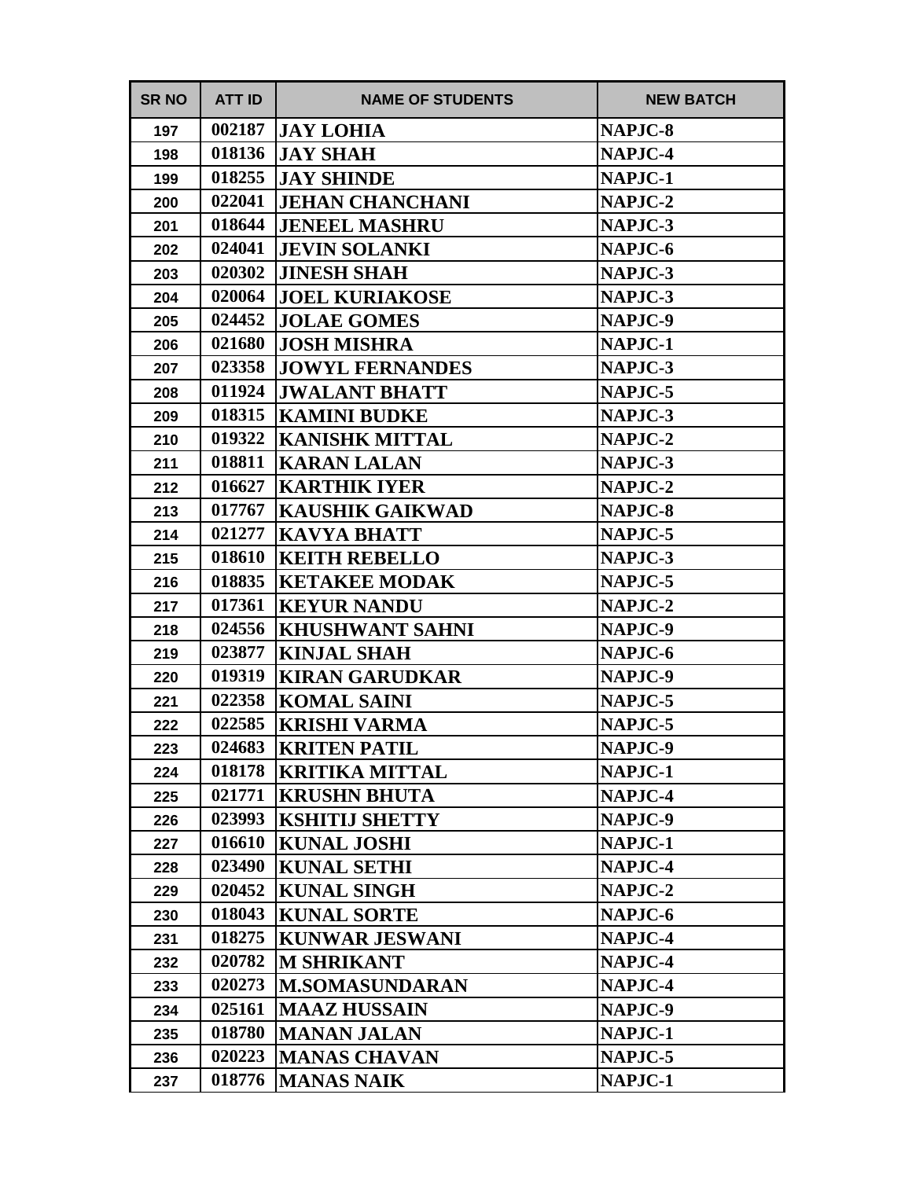| SR NO | ATT ID | NAME OF STUDENTS | NEW BATCH |
| --- | --- | --- | --- |
| 197 | 002187 | JAY LOHIA | NAPJC-8 |
| 198 | 018136 | JAY SHAH | NAPJC-4 |
| 199 | 018255 | JAY SHINDE | NAPJC-1 |
| 200 | 022041 | JEHAN CHANCHANI | NAPJC-2 |
| 201 | 018644 | JENEEL MASHRU | NAPJC-3 |
| 202 | 024041 | JEVIN SOLANKI | NAPJC-6 |
| 203 | 020302 | JINESH SHAH | NAPJC-3 |
| 204 | 020064 | JOEL KURIAKOSE | NAPJC-3 |
| 205 | 024452 | JOLAE GOMES | NAPJC-9 |
| 206 | 021680 | JOSH MISHRA | NAPJC-1 |
| 207 | 023358 | JOWYL FERNANDES | NAPJC-3 |
| 208 | 011924 | JWALANT BHATT | NAPJC-5 |
| 209 | 018315 | KAMINI BUDKE | NAPJC-3 |
| 210 | 019322 | KANISHK MITTAL | NAPJC-2 |
| 211 | 018811 | KARAN LALAN | NAPJC-3 |
| 212 | 016627 | KARTHIK IYER | NAPJC-2 |
| 213 | 017767 | KAUSHIK GAIKWAD | NAPJC-8 |
| 214 | 021277 | KAVYA BHATT | NAPJC-5 |
| 215 | 018610 | KEITH REBELLO | NAPJC-3 |
| 216 | 018835 | KETAKEE MODAK | NAPJC-5 |
| 217 | 017361 | KEYUR NANDU | NAPJC-2 |
| 218 | 024556 | KHUSHWANT SAHNI | NAPJC-9 |
| 219 | 023877 | KINJAL SHAH | NAPJC-6 |
| 220 | 019319 | KIRAN GARUDKAR | NAPJC-9 |
| 221 | 022358 | KOMAL SAINI | NAPJC-5 |
| 222 | 022585 | KRISHI VARMA | NAPJC-5 |
| 223 | 024683 | KRITEN PATIL | NAPJC-9 |
| 224 | 018178 | KRITIKA MITTAL | NAPJC-1 |
| 225 | 021771 | KRUSHN BHUTA | NAPJC-4 |
| 226 | 023993 | KSHITIJ SHETTY | NAPJC-9 |
| 227 | 016610 | KUNAL JOSHI | NAPJC-1 |
| 228 | 023490 | KUNAL SETHI | NAPJC-4 |
| 229 | 020452 | KUNAL SINGH | NAPJC-2 |
| 230 | 018043 | KUNAL SORTE | NAPJC-6 |
| 231 | 018275 | KUNWAR JESWANI | NAPJC-4 |
| 232 | 020782 | M SHRIKANT | NAPJC-4 |
| 233 | 020273 | M.SOMASUNDARAN | NAPJC-4 |
| 234 | 025161 | MAAZ HUSSAIN | NAPJC-9 |
| 235 | 018780 | MANAN JALAN | NAPJC-1 |
| 236 | 020223 | MANAS CHAVAN | NAPJC-5 |
| 237 | 018776 | MANAS NAIK | NAPJC-1 |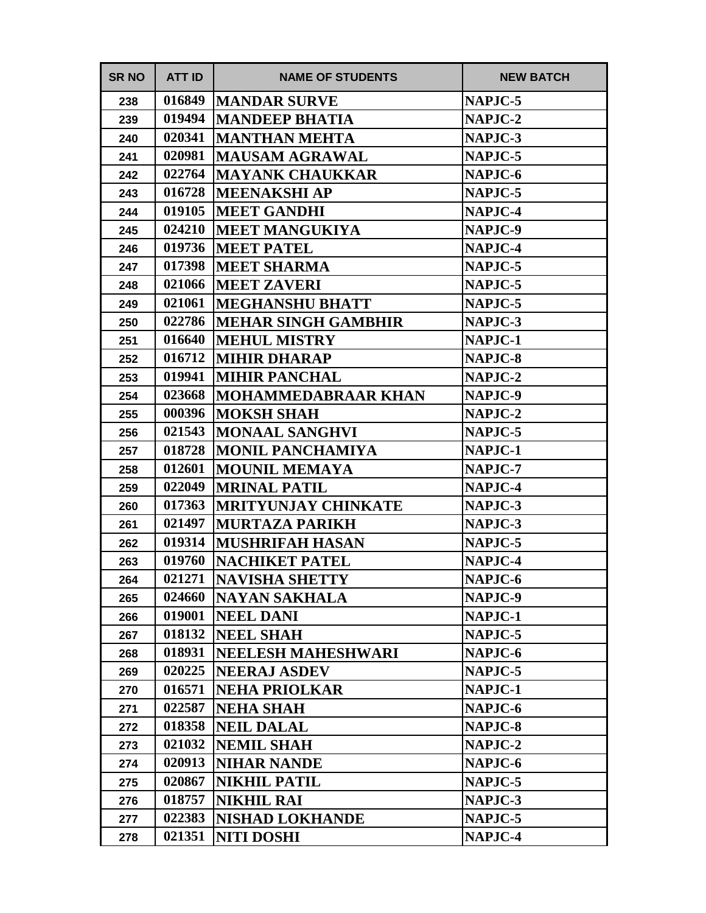| SR NO | ATT ID | NAME OF STUDENTS | NEW BATCH |
|---|---|---|---|
| 238 | 016849 | MANDAR SURVE | NAPJC-5 |
| 239 | 019494 | MANDEEP BHATIA | NAPJC-2 |
| 240 | 020341 | MANTHAN MEHTA | NAPJC-3 |
| 241 | 020981 | MAUSAM AGRAWAL | NAPJC-5 |
| 242 | 022764 | MAYANK CHAUKKAR | NAPJC-6 |
| 243 | 016728 | MEENAKSHI AP | NAPJC-5 |
| 244 | 019105 | MEET GANDHI | NAPJC-4 |
| 245 | 024210 | MEET MANGUKIYA | NAPJC-9 |
| 246 | 019736 | MEET PATEL | NAPJC-4 |
| 247 | 017398 | MEET SHARMA | NAPJC-5 |
| 248 | 021066 | MEET ZAVERI | NAPJC-5 |
| 249 | 021061 | MEGHANSHU BHATT | NAPJC-5 |
| 250 | 022786 | MEHAR SINGH GAMBHIR | NAPJC-3 |
| 251 | 016640 | MEHUL MISTRY | NAPJC-1 |
| 252 | 016712 | MIHIR DHARAP | NAPJC-8 |
| 253 | 019941 | MIHIR PANCHAL | NAPJC-2 |
| 254 | 023668 | MOHAMMEDABRAAR KHAN | NAPJC-9 |
| 255 | 000396 | MOKSH SHAH | NAPJC-2 |
| 256 | 021543 | MONAAL SANGHVI | NAPJC-5 |
| 257 | 018728 | MONIL PANCHAMIYA | NAPJC-1 |
| 258 | 012601 | MOUNIL MEMAYA | NAPJC-7 |
| 259 | 022049 | MRINAL PATIL | NAPJC-4 |
| 260 | 017363 | MRITYUNJAY CHINKATE | NAPJC-3 |
| 261 | 021497 | MURTAZA PARIKH | NAPJC-3 |
| 262 | 019314 | MUSHRIFAH HASAN | NAPJC-5 |
| 263 | 019760 | NACHIKET PATEL | NAPJC-4 |
| 264 | 021271 | NAVISHA SHETTY | NAPJC-6 |
| 265 | 024660 | NAYAN SAKHALA | NAPJC-9 |
| 266 | 019001 | NEEL DANI | NAPJC-1 |
| 267 | 018132 | NEEL SHAH | NAPJC-5 |
| 268 | 018931 | NEELESH MAHESHWARI | NAPJC-6 |
| 269 | 020225 | NEERAJ ASDEV | NAPJC-5 |
| 270 | 016571 | NEHA PRIOLKAR | NAPJC-1 |
| 271 | 022587 | NEHA SHAH | NAPJC-6 |
| 272 | 018358 | NEIL DALAL | NAPJC-8 |
| 273 | 021032 | NEMIL SHAH | NAPJC-2 |
| 274 | 020913 | NIHAR NANDE | NAPJC-6 |
| 275 | 020867 | NIKHIL PATIL | NAPJC-5 |
| 276 | 018757 | NIKHIL RAI | NAPJC-3 |
| 277 | 022383 | NISHAD LOKHANDE | NAPJC-5 |
| 278 | 021351 | NITI DOSHI | NAPJC-4 |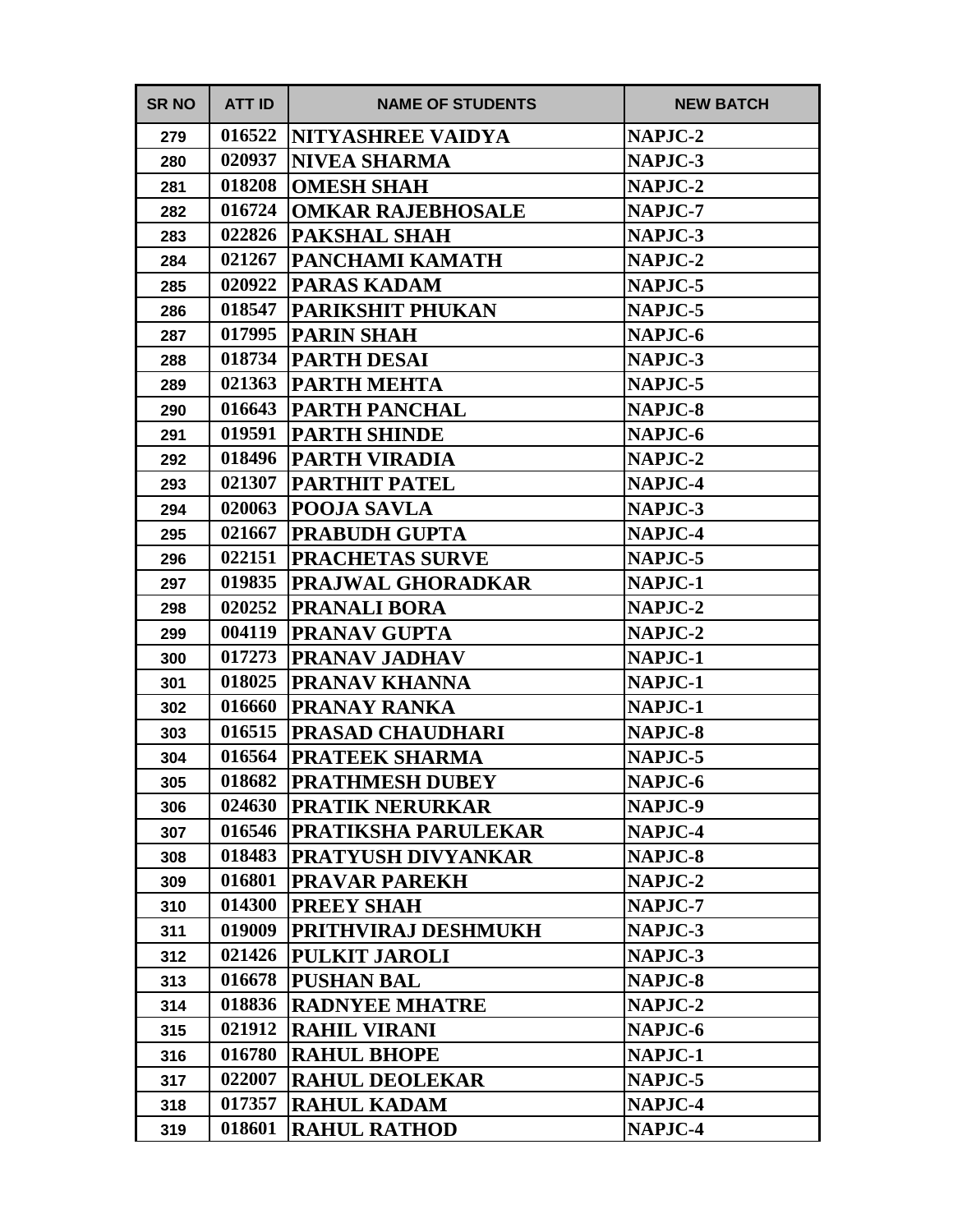| SR NO | ATT ID | NAME OF STUDENTS | NEW BATCH |
| --- | --- | --- | --- |
| 279 | 016522 | NITYASHREE VAIDYA | NAPJC-2 |
| 280 | 020937 | NIVEA SHARMA | NAPJC-3 |
| 281 | 018208 | OMESH SHAH | NAPJC-2 |
| 282 | 016724 | OMKAR RAJEBHOSALE | NAPJC-7 |
| 283 | 022826 | PAKSHAL SHAH | NAPJC-3 |
| 284 | 021267 | PANCHAMI KAMATH | NAPJC-2 |
| 285 | 020922 | PARAS KADAM | NAPJC-5 |
| 286 | 018547 | PARIKSHIT PHUKAN | NAPJC-5 |
| 287 | 017995 | PARIN SHAH | NAPJC-6 |
| 288 | 018734 | PARTH DESAI | NAPJC-3 |
| 289 | 021363 | PARTH MEHTA | NAPJC-5 |
| 290 | 016643 | PARTH PANCHAL | NAPJC-8 |
| 291 | 019591 | PARTH SHINDE | NAPJC-6 |
| 292 | 018496 | PARTH VIRADIA | NAPJC-2 |
| 293 | 021307 | PARTHIT PATEL | NAPJC-4 |
| 294 | 020063 | POOJA SAVLA | NAPJC-3 |
| 295 | 021667 | PRABUDH GUPTA | NAPJC-4 |
| 296 | 022151 | PRACHETAS SURVE | NAPJC-5 |
| 297 | 019835 | PRAJWAL GHORADKAR | NAPJC-1 |
| 298 | 020252 | PRANALI BORA | NAPJC-2 |
| 299 | 004119 | PRANAV GUPTA | NAPJC-2 |
| 300 | 017273 | PRANAV JADHAV | NAPJC-1 |
| 301 | 018025 | PRANAV KHANNA | NAPJC-1 |
| 302 | 016660 | PRANAY RANKA | NAPJC-1 |
| 303 | 016515 | PRASAD CHAUDHARI | NAPJC-8 |
| 304 | 016564 | PRATEEK SHARMA | NAPJC-5 |
| 305 | 018682 | PRATHMESH DUBEY | NAPJC-6 |
| 306 | 024630 | PRATIK NERURKAR | NAPJC-9 |
| 307 | 016546 | PRATIKSHA PARULEKAR | NAPJC-4 |
| 308 | 018483 | PRATYUSH DIVYANKAR | NAPJC-8 |
| 309 | 016801 | PRAVAR PAREKH | NAPJC-2 |
| 310 | 014300 | PREEY SHAH | NAPJC-7 |
| 311 | 019009 | PRITHVIRAJ DESHMUKH | NAPJC-3 |
| 312 | 021426 | PULKIT JAROLI | NAPJC-3 |
| 313 | 016678 | PUSHAN BAL | NAPJC-8 |
| 314 | 018836 | RADNYEE MHATRE | NAPJC-2 |
| 315 | 021912 | RAHIL VIRANI | NAPJC-6 |
| 316 | 016780 | RAHUL BHOPE | NAPJC-1 |
| 317 | 022007 | RAHUL DEOLEKAR | NAPJC-5 |
| 318 | 017357 | RAHUL KADAM | NAPJC-4 |
| 319 | 018601 | RAHUL RATHOD | NAPJC-4 |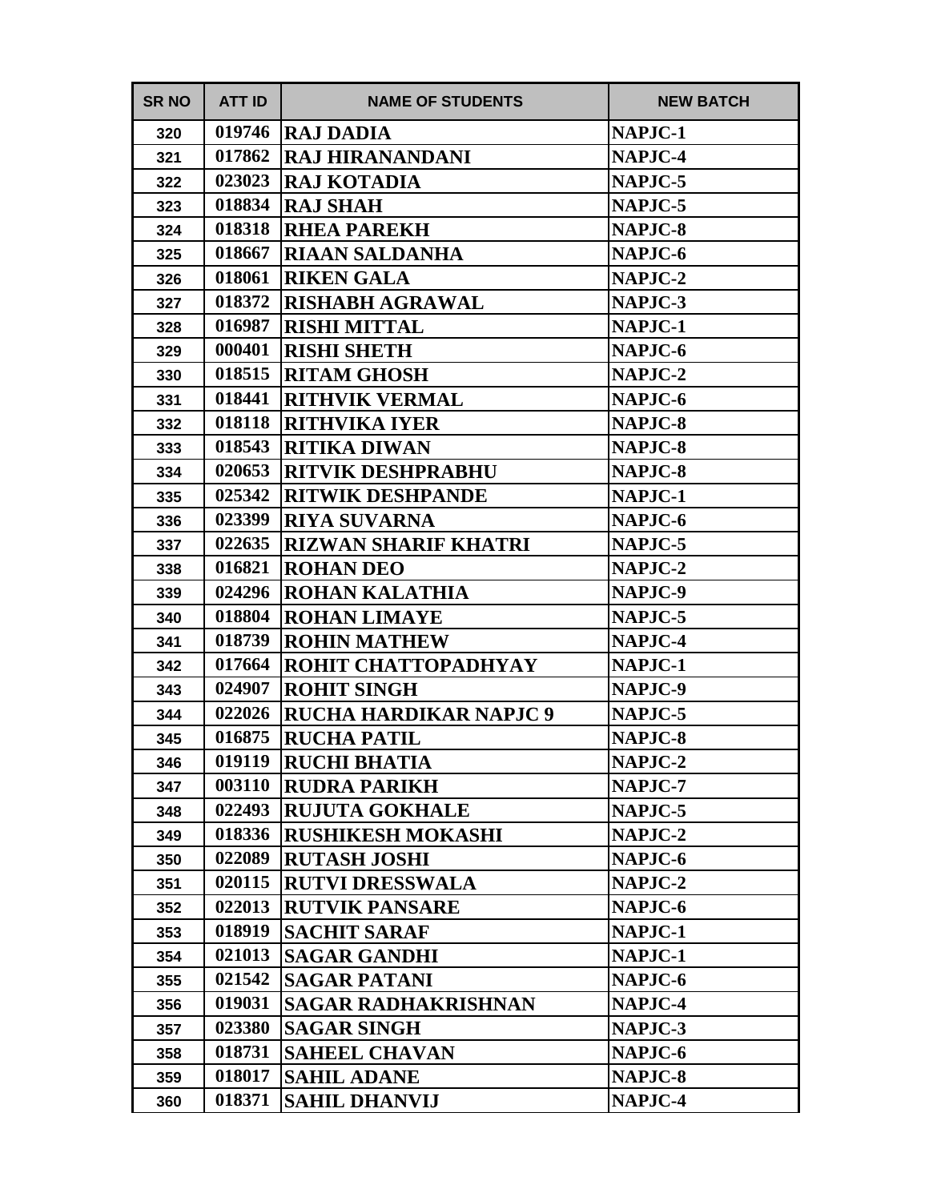| SR NO | ATT ID | NAME OF STUDENTS | NEW BATCH |
|---|---|---|---|
| 320 | 019746 | RAJ DADIA | NAPJC-1 |
| 321 | 017862 | RAJ HIRANANDANI | NAPJC-4 |
| 322 | 023023 | RAJ KOTADIA | NAPJC-5 |
| 323 | 018834 | RAJ SHAH | NAPJC-5 |
| 324 | 018318 | RHEA PAREKH | NAPJC-8 |
| 325 | 018667 | RIAAN SALDANHA | NAPJC-6 |
| 326 | 018061 | RIKEN GALA | NAPJC-2 |
| 327 | 018372 | RISHABH AGRAWAL | NAPJC-3 |
| 328 | 016987 | RISHI MITTAL | NAPJC-1 |
| 329 | 000401 | RISHI SHETH | NAPJC-6 |
| 330 | 018515 | RITAM GHOSH | NAPJC-2 |
| 331 | 018441 | RITHVIK VERMAL | NAPJC-6 |
| 332 | 018118 | RITHVIKA IYER | NAPJC-8 |
| 333 | 018543 | RITIKA DIWAN | NAPJC-8 |
| 334 | 020653 | RITVIK DESHPRABHU | NAPJC-8 |
| 335 | 025342 | RITWIK DESHPANDE | NAPJC-1 |
| 336 | 023399 | RIYA SUVARNA | NAPJC-6 |
| 337 | 022635 | RIZWAN SHARIF KHATRI | NAPJC-5 |
| 338 | 016821 | ROHAN DEO | NAPJC-2 |
| 339 | 024296 | ROHAN KALATHIA | NAPJC-9 |
| 340 | 018804 | ROHAN LIMAYE | NAPJC-5 |
| 341 | 018739 | ROHIN MATHEW | NAPJC-4 |
| 342 | 017664 | ROHIT CHATTOPADHYAY | NAPJC-1 |
| 343 | 024907 | ROHIT SINGH | NAPJC-9 |
| 344 | 022026 | RUCHA HARDIKAR NAPJC 9 | NAPJC-5 |
| 345 | 016875 | RUCHA PATIL | NAPJC-8 |
| 346 | 019119 | RUCHI BHATIA | NAPJC-2 |
| 347 | 003110 | RUDRA PARIKH | NAPJC-7 |
| 348 | 022493 | RUJUTA GOKHALE | NAPJC-5 |
| 349 | 018336 | RUSHIKESH MOKASHI | NAPJC-2 |
| 350 | 022089 | RUTASH JOSHI | NAPJC-6 |
| 351 | 020115 | RUTVI DRESSWALA | NAPJC-2 |
| 352 | 022013 | RUTVIK PANSARE | NAPJC-6 |
| 353 | 018919 | SACHIT SARAF | NAPJC-1 |
| 354 | 021013 | SAGAR GANDHI | NAPJC-1 |
| 355 | 021542 | SAGAR PATANI | NAPJC-6 |
| 356 | 019031 | SAGAR RADHAKRISHNAN | NAPJC-4 |
| 357 | 023380 | SAGAR SINGH | NAPJC-3 |
| 358 | 018731 | SAHEEL CHAVAN | NAPJC-6 |
| 359 | 018017 | SAHIL ADANE | NAPJC-8 |
| 360 | 018371 | SAHIL DHANVIJ | NAPJC-4 |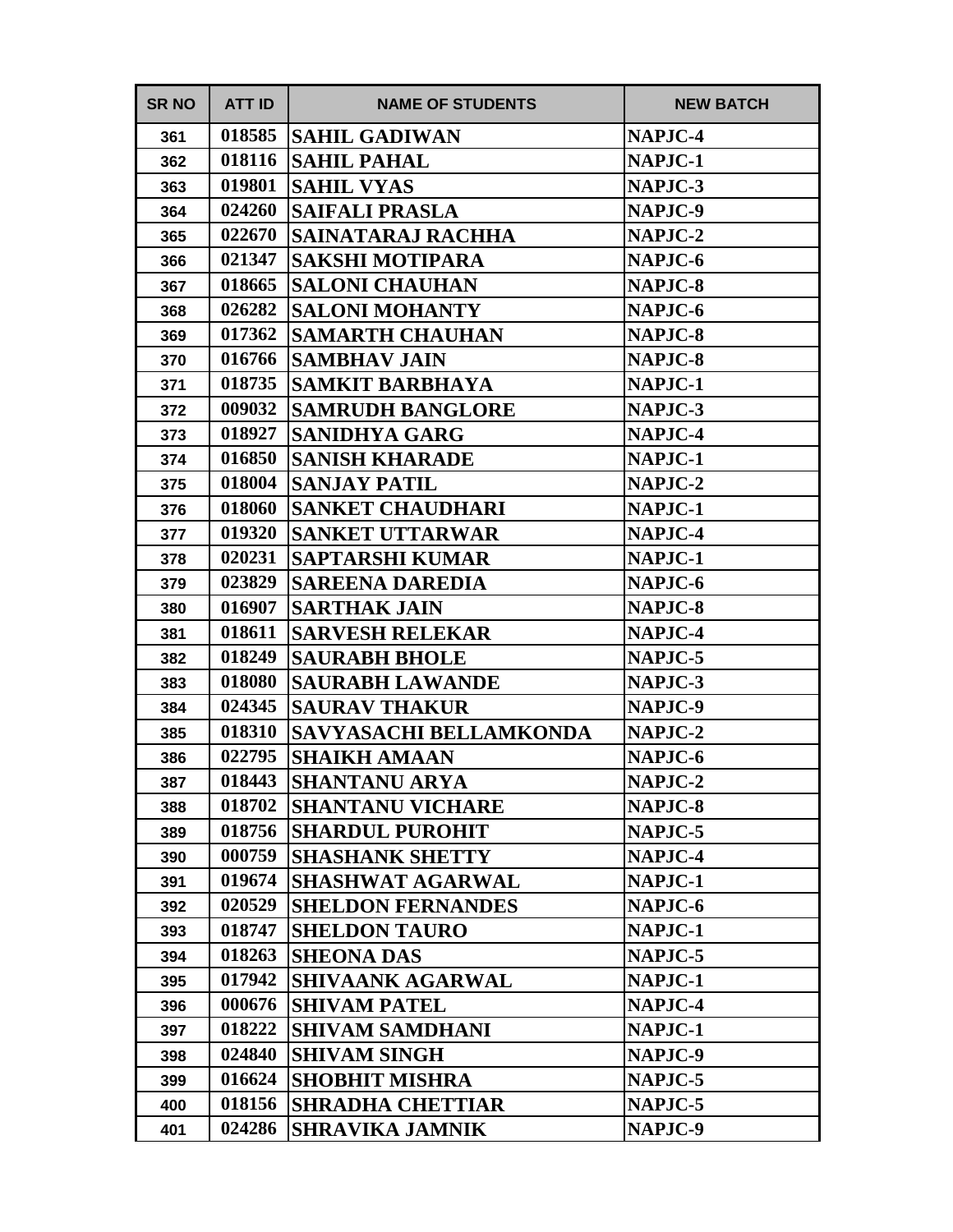| SR NO | ATT ID | NAME OF STUDENTS | NEW BATCH |
|---|---|---|---|
| 361 | 018585 | SAHIL GADIWAN | NAPJC-4 |
| 362 | 018116 | SAHIL PAHAL | NAPJC-1 |
| 363 | 019801 | SAHIL VYAS | NAPJC-3 |
| 364 | 024260 | SAIFALI PRASLA | NAPJC-9 |
| 365 | 022670 | SAINATARAJ RACHHA | NAPJC-2 |
| 366 | 021347 | SAKSHI MOTIPARA | NAPJC-6 |
| 367 | 018665 | SALONI CHAUHAN | NAPJC-8 |
| 368 | 026282 | SALONI MOHANTY | NAPJC-6 |
| 369 | 017362 | SAMARTH CHAUHAN | NAPJC-8 |
| 370 | 016766 | SAMBHAV JAIN | NAPJC-8 |
| 371 | 018735 | SAMKIT BARBHAYA | NAPJC-1 |
| 372 | 009032 | SAMRUDH BANGLORE | NAPJC-3 |
| 373 | 018927 | SANIDHYA GARG | NAPJC-4 |
| 374 | 016850 | SANISH KHARADE | NAPJC-1 |
| 375 | 018004 | SANJAY PATIL | NAPJC-2 |
| 376 | 018060 | SANKET CHAUDHARI | NAPJC-1 |
| 377 | 019320 | SANKET UTTARWAR | NAPJC-4 |
| 378 | 020231 | SAPTARSHI KUMAR | NAPJC-1 |
| 379 | 023829 | SAREENA DAREDIA | NAPJC-6 |
| 380 | 016907 | SARTHAK JAIN | NAPJC-8 |
| 381 | 018611 | SARVESH RELEKAR | NAPJC-4 |
| 382 | 018249 | SAURABH BHOLE | NAPJC-5 |
| 383 | 018080 | SAURABH LAWANDE | NAPJC-3 |
| 384 | 024345 | SAURAV THAKUR | NAPJC-9 |
| 385 | 018310 | SAVYASACHI BELLAMKONDA | NAPJC-2 |
| 386 | 022795 | SHAIKH AMAAN | NAPJC-6 |
| 387 | 018443 | SHANTANU ARYA | NAPJC-2 |
| 388 | 018702 | SHANTANU VICHARE | NAPJC-8 |
| 389 | 018756 | SHARDUL PUROHIT | NAPJC-5 |
| 390 | 000759 | SHASHANK SHETTY | NAPJC-4 |
| 391 | 019674 | SHASHWAT AGARWAL | NAPJC-1 |
| 392 | 020529 | SHELDON FERNANDES | NAPJC-6 |
| 393 | 018747 | SHELDON TAURO | NAPJC-1 |
| 394 | 018263 | SHEONA DAS | NAPJC-5 |
| 395 | 017942 | SHIVAANK AGARWAL | NAPJC-1 |
| 396 | 000676 | SHIVAM PATEL | NAPJC-4 |
| 397 | 018222 | SHIVAM SAMDHANI | NAPJC-1 |
| 398 | 024840 | SHIVAM SINGH | NAPJC-9 |
| 399 | 016624 | SHOBHIT MISHRA | NAPJC-5 |
| 400 | 018156 | SHRADHA CHETTIAR | NAPJC-5 |
| 401 | 024286 | SHRAVIKA JAMNIK | NAPJC-9 |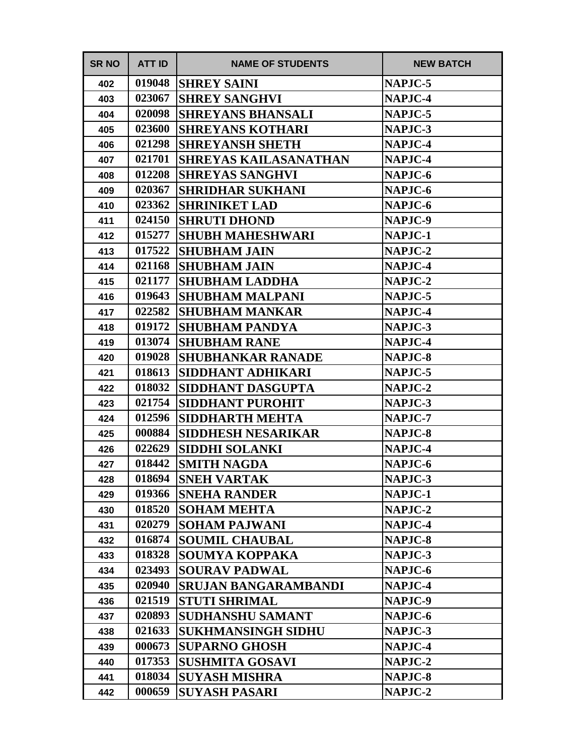| SR NO | ATT ID | NAME OF STUDENTS | NEW BATCH |
|---|---|---|---|
| 402 | 019048 | SHREY SAINI | NAPJC-5 |
| 403 | 023067 | SHREY SANGHVI | NAPJC-4 |
| 404 | 020098 | SHREYANS BHANSALI | NAPJC-5 |
| 405 | 023600 | SHREYANS KOTHARI | NAPJC-3 |
| 406 | 021298 | SHREYANSH SHETH | NAPJC-4 |
| 407 | 021701 | SHREYAS KAILASANATHAN | NAPJC-4 |
| 408 | 012208 | SHREYAS SANGHVI | NAPJC-6 |
| 409 | 020367 | SHRIDHAR SUKHANI | NAPJC-6 |
| 410 | 023362 | SHRINIKET LAD | NAPJC-6 |
| 411 | 024150 | SHRUTI DHOND | NAPJC-9 |
| 412 | 015277 | SHUBH MAHESHWARI | NAPJC-1 |
| 413 | 017522 | SHUBHAM JAIN | NAPJC-2 |
| 414 | 021168 | SHUBHAM JAIN | NAPJC-4 |
| 415 | 021177 | SHUBHAM LADDHA | NAPJC-2 |
| 416 | 019643 | SHUBHAM MALPANI | NAPJC-5 |
| 417 | 022582 | SHUBHAM MANKAR | NAPJC-4 |
| 418 | 019172 | SHUBHAM PANDYA | NAPJC-3 |
| 419 | 013074 | SHUBHAM RANE | NAPJC-4 |
| 420 | 019028 | SHUBHANKAR RANADE | NAPJC-8 |
| 421 | 018613 | SIDDHANT ADHIKARI | NAPJC-5 |
| 422 | 018032 | SIDDHANT DASGUPTA | NAPJC-2 |
| 423 | 021754 | SIDDHANT PUROHIT | NAPJC-3 |
| 424 | 012596 | SIDDHARTH MEHTA | NAPJC-7 |
| 425 | 000884 | SIDDHESH NESARIKAR | NAPJC-8 |
| 426 | 022629 | SIDDHI SOLANKI | NAPJC-4 |
| 427 | 018442 | SMITH NAGDA | NAPJC-6 |
| 428 | 018694 | SNEH VARTAK | NAPJC-3 |
| 429 | 019366 | SNEHA RANDER | NAPJC-1 |
| 430 | 018520 | SOHAM MEHTA | NAPJC-2 |
| 431 | 020279 | SOHAM PAJWANI | NAPJC-4 |
| 432 | 016874 | SOUMIL CHAUBAL | NAPJC-8 |
| 433 | 018328 | SOUMYA KOPPAKA | NAPJC-3 |
| 434 | 023493 | SOURAV PADWAL | NAPJC-6 |
| 435 | 020940 | SRUJAN BANGARAMBANDI | NAPJC-4 |
| 436 | 021519 | STUTI SHRIMAL | NAPJC-9 |
| 437 | 020893 | SUDHANSHU SAMANT | NAPJC-6 |
| 438 | 021633 | SUKHMANSINGH SIDHU | NAPJC-3 |
| 439 | 000673 | SUPARNO GHOSH | NAPJC-4 |
| 440 | 017353 | SUSHMITA GOSAVI | NAPJC-2 |
| 441 | 018034 | SUYASH MISHRA | NAPJC-8 |
| 442 | 000659 | SUYASH PASARI | NAPJC-2 |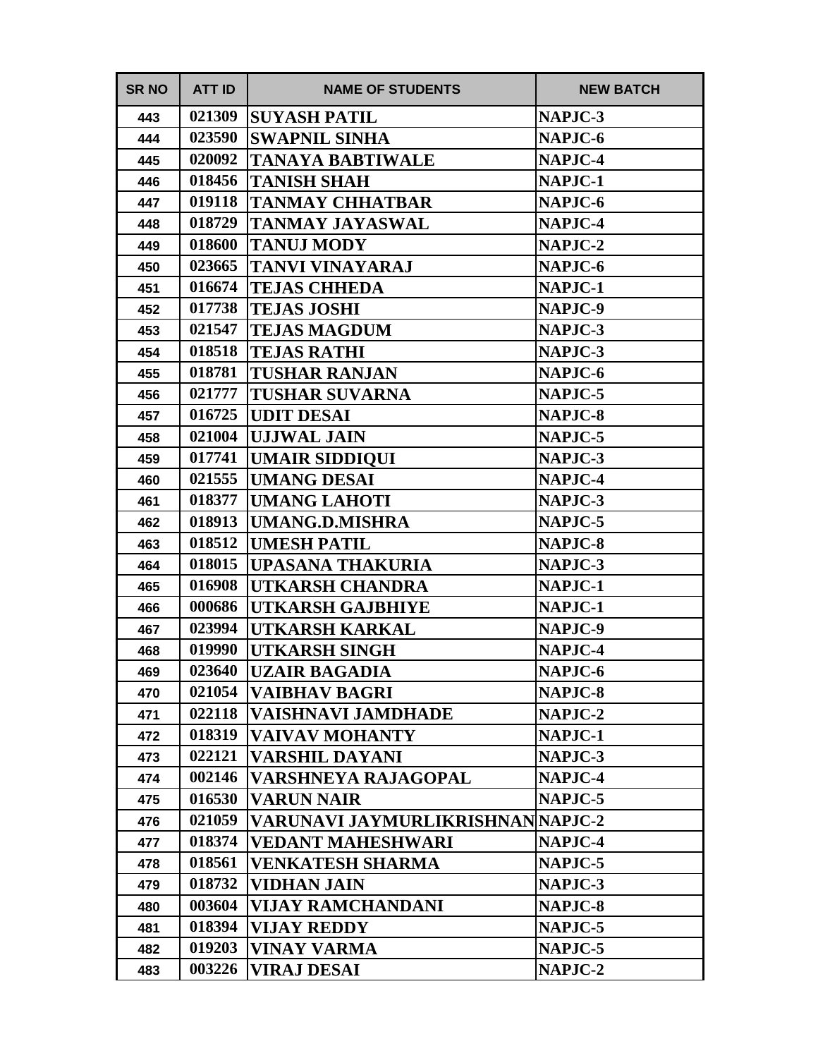| SR NO | ATT ID | NAME OF STUDENTS | NEW BATCH |
|---|---|---|---|
| 443 | 021309 | SUYASH PATIL | NAPJC-3 |
| 444 | 023590 | SWAPNIL SINHA | NAPJC-6 |
| 445 | 020092 | TANAYA BABTIWALE | NAPJC-4 |
| 446 | 018456 | TANISH SHAH | NAPJC-1 |
| 447 | 019118 | TANMAY CHHATBAR | NAPJC-6 |
| 448 | 018729 | TANMAY JAYASWAL | NAPJC-4 |
| 449 | 018600 | TANUJ MODY | NAPJC-2 |
| 450 | 023665 | TANVI VINAYARAJ | NAPJC-6 |
| 451 | 016674 | TEJAS CHHEDA | NAPJC-1 |
| 452 | 017738 | TEJAS JOSHI | NAPJC-9 |
| 453 | 021547 | TEJAS MAGDUM | NAPJC-3 |
| 454 | 018518 | TEJAS RATHI | NAPJC-3 |
| 455 | 018781 | TUSHAR RANJAN | NAPJC-6 |
| 456 | 021777 | TUSHAR SUVARNA | NAPJC-5 |
| 457 | 016725 | UDIT DESAI | NAPJC-8 |
| 458 | 021004 | UJJWAL JAIN | NAPJC-5 |
| 459 | 017741 | UMAIR SIDDIQUI | NAPJC-3 |
| 460 | 021555 | UMANG DESAI | NAPJC-4 |
| 461 | 018377 | UMANG LAHOTI | NAPJC-3 |
| 462 | 018913 | UMANG.D.MISHRA | NAPJC-5 |
| 463 | 018512 | UMESH PATIL | NAPJC-8 |
| 464 | 018015 | UPASANA THAKURIA | NAPJC-3 |
| 465 | 016908 | UTKARSH CHANDRA | NAPJC-1 |
| 466 | 000686 | UTKARSH GAJBHIYE | NAPJC-1 |
| 467 | 023994 | UTKARSH KARKAL | NAPJC-9 |
| 468 | 019990 | UTKARSH SINGH | NAPJC-4 |
| 469 | 023640 | UZAIR BAGADIA | NAPJC-6 |
| 470 | 021054 | VAIBHAV BAGRI | NAPJC-8 |
| 471 | 022118 | VAISHNAVI JAMDHADE | NAPJC-2 |
| 472 | 018319 | VAIVAV MOHANTY | NAPJC-1 |
| 473 | 022121 | VARSHIL DAYANI | NAPJC-3 |
| 474 | 002146 | VARSHNEYA RAJAGOPAL | NAPJC-4 |
| 475 | 016530 | VARUN NAIR | NAPJC-5 |
| 476 | 021059 | VARUNAVI JAYMURLIKRISHNAN | NAPJC-2 |
| 477 | 018374 | VEDANT MAHESHWARI | NAPJC-4 |
| 478 | 018561 | VENKATESH SHARMA | NAPJC-5 |
| 479 | 018732 | VIDHAN JAIN | NAPJC-3 |
| 480 | 003604 | VIJAY RAMCHANDANI | NAPJC-8 |
| 481 | 018394 | VIJAY REDDY | NAPJC-5 |
| 482 | 019203 | VINAY VARMA | NAPJC-5 |
| 483 | 003226 | VIRAJ DESAI | NAPJC-2 |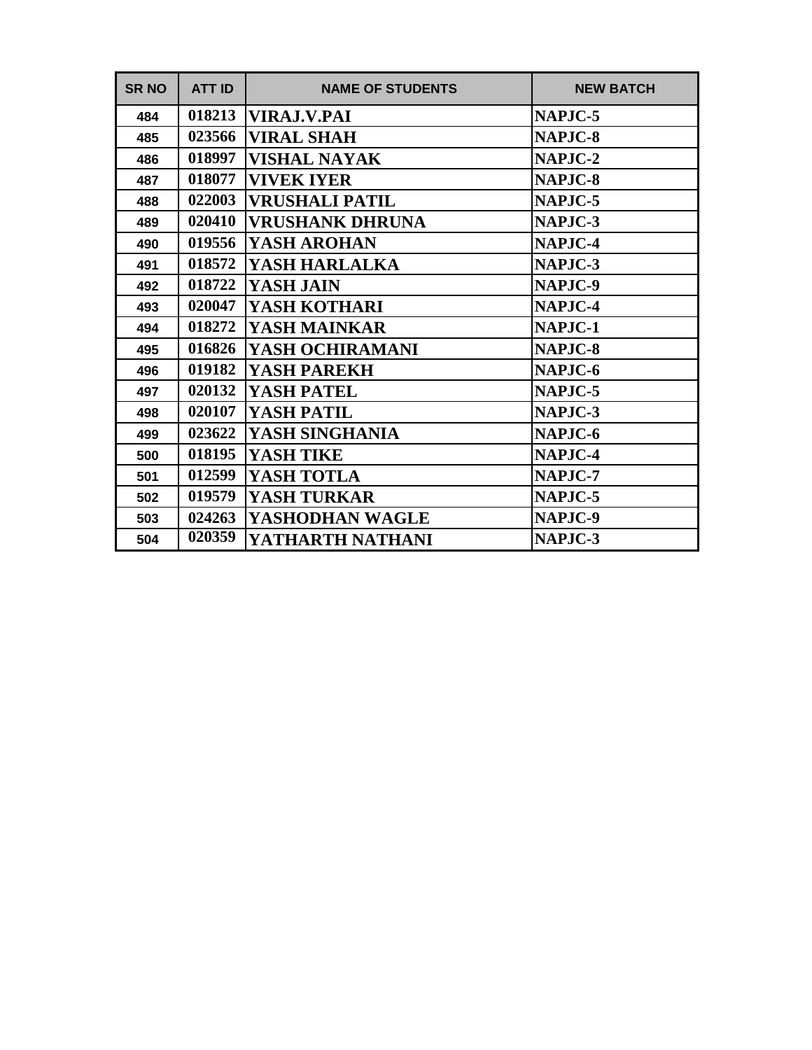| SR NO | ATT ID | NAME OF STUDENTS | NEW BATCH |
|---|---|---|---|
| 484 | 018213 | VIRAJ.V.PAI | NAPJC-5 |
| 485 | 023566 | VIRAL SHAH | NAPJC-8 |
| 486 | 018997 | VISHAL NAYAK | NAPJC-2 |
| 487 | 018077 | VIVEK IYER | NAPJC-8 |
| 488 | 022003 | VRUSHALI PATIL | NAPJC-5 |
| 489 | 020410 | VRUSHANK DHRUNA | NAPJC-3 |
| 490 | 019556 | YASH AROHAN | NAPJC-4 |
| 491 | 018572 | YASH HARLALKA | NAPJC-3 |
| 492 | 018722 | YASH JAIN | NAPJC-9 |
| 493 | 020047 | YASH KOTHARI | NAPJC-4 |
| 494 | 018272 | YASH MAINKAR | NAPJC-1 |
| 495 | 016826 | YASH OCHIRAMANI | NAPJC-8 |
| 496 | 019182 | YASH PAREKH | NAPJC-6 |
| 497 | 020132 | YASH PATEL | NAPJC-5 |
| 498 | 020107 | YASH PATIL | NAPJC-3 |
| 499 | 023622 | YASH SINGHANIA | NAPJC-6 |
| 500 | 018195 | YASH TIKE | NAPJC-4 |
| 501 | 012599 | YASH TOTLA | NAPJC-7 |
| 502 | 019579 | YASH TURKAR | NAPJC-5 |
| 503 | 024263 | YASHODHAN WAGLE | NAPJC-9 |
| 504 | 020359 | YATHARTH NATHANI | NAPJC-3 |